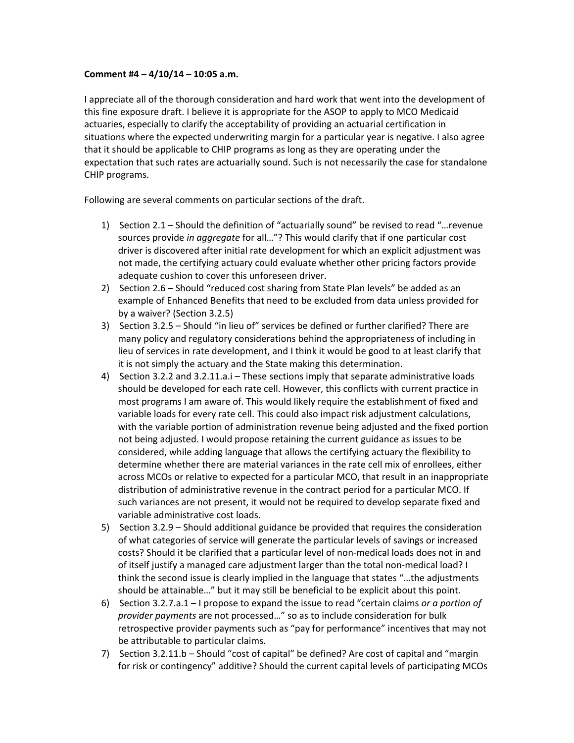**Comment #4 – 4/10/14 – 10:05 a.m.**

I appreciate all of the thorough consideration and hard work that went into the development of this fine exposure draft. I believe it is appropriate for the ASOP to apply to MCO Medicaid actuaries, especially to clarify the acceptability of providing an actuarial certification in situations where the expected underwriting margin for a particular year is negative. I also agree that it should be applicable to CHIP programs as long as they are operating under the expectation that such rates are actuarially sound. Such is not necessarily the case for standalone CHIP programs.

Following are several comments on particular sections of the draft.

1) Section 2.1 – Should the definition of "actuarially sound" be revised to read "…revenue sources provide *in aggregate* for all…"? This would clarify that if one particular cost driver is discovered after initial rate development for which an explicit adjustment was not made, the certifying actuary could evaluate whether other pricing factors provide adequate cushion to cover this unforeseen driver.
2) Section 2.6 – Should "reduced cost sharing from State Plan levels" be added as an example of Enhanced Benefits that need to be excluded from data unless provided for by a waiver? (Section 3.2.5)
3) Section 3.2.5 – Should "in lieu of" services be defined or further clarified? There are many policy and regulatory considerations behind the appropriateness of including in lieu of services in rate development, and I think it would be good to at least clarify that it is not simply the actuary and the State making this determination.
4) Section 3.2.2 and 3.2.11.a.i – These sections imply that separate administrative loads should be developed for each rate cell. However, this conflicts with current practice in most programs I am aware of. This would likely require the establishment of fixed and variable loads for every rate cell. This could also impact risk adjustment calculations, with the variable portion of administration revenue being adjusted and the fixed portion not being adjusted. I would propose retaining the current guidance as issues to be considered, while adding language that allows the certifying actuary the flexibility to determine whether there are material variances in the rate cell mix of enrollees, either across MCOs or relative to expected for a particular MCO, that result in an inappropriate distribution of administrative revenue in the contract period for a particular MCO. If such variances are not present, it would not be required to develop separate fixed and variable administrative cost loads.
5) Section 3.2.9 – Should additional guidance be provided that requires the consideration of what categories of service will generate the particular levels of savings or increased costs? Should it be clarified that a particular level of non-medical loads does not in and of itself justify a managed care adjustment larger than the total non-medical load? I think the second issue is clearly implied in the language that states "…the adjustments should be attainable…" but it may still be beneficial to be explicit about this point.
6) Section 3.2.7.a.1 – I propose to expand the issue to read "certain claims *or a portion of provider payments* are not processed…" so as to include consideration for bulk retrospective provider payments such as "pay for performance" incentives that may not be attributable to particular claims.
7) Section 3.2.11.b – Should "cost of capital" be defined? Are cost of capital and "margin for risk or contingency" additive? Should the current capital levels of participating MCOs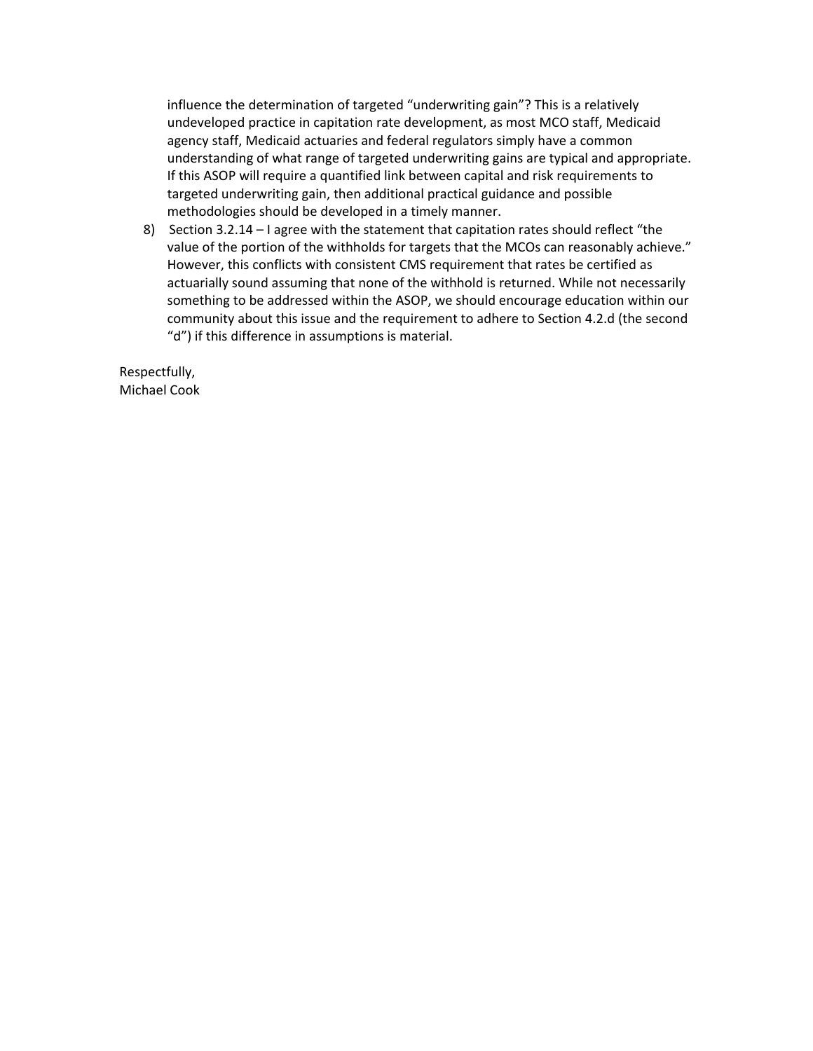influence the determination of targeted "underwriting gain"? This is a relatively undeveloped practice in capitation rate development, as most MCO staff, Medicaid agency staff, Medicaid actuaries and federal regulators simply have a common understanding of what range of targeted underwriting gains are typical and appropriate. If this ASOP will require a quantified link between capital and risk requirements to targeted underwriting gain, then additional practical guidance and possible methodologies should be developed in a timely manner.

8) Section 3.2.14 – I agree with the statement that capitation rates should reflect "the value of the portion of the withholds for targets that the MCOs can reasonably achieve." However, this conflicts with consistent CMS requirement that rates be certified as actuarially sound assuming that none of the withhold is returned. While not necessarily something to be addressed within the ASOP, we should encourage education within our community about this issue and the requirement to adhere to Section 4.2.d (the second "d") if this difference in assumptions is material.

Respectfully,
Michael Cook